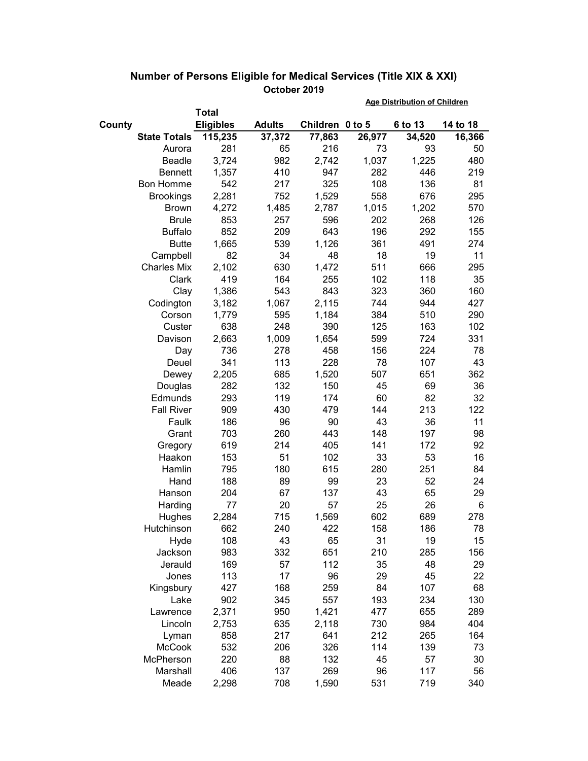## Number of Persons Eligible for Medical Services (Title XIX & XXI)
### October 2019

| County | Total Eligibles | Adults | Children | Age Distribution of Children: 0 to 5 | 6 to 13 | 14 to 18 |
|---|---|---|---|---|---|---|
| **State Totals** | **115,235** | **37,372** | **77,863** | **26,977** | **34,520** | **16,366** |
| Aurora | 281 | 65 | 216 | 73 | 93 | 50 |
| Beadle | 3,724 | 982 | 2,742 | 1,037 | 1,225 | 480 |
| Bennett | 1,357 | 410 | 947 | 282 | 446 | 219 |
| Bon Homme | 542 | 217 | 325 | 108 | 136 | 81 |
| Brookings | 2,281 | 752 | 1,529 | 558 | 676 | 295 |
| Brown | 4,272 | 1,485 | 2,787 | 1,015 | 1,202 | 570 |
| Brule | 853 | 257 | 596 | 202 | 268 | 126 |
| Buffalo | 852 | 209 | 643 | 196 | 292 | 155 |
| Butte | 1,665 | 539 | 1,126 | 361 | 491 | 274 |
| Campbell | 82 | 34 | 48 | 18 | 19 | 11 |
| Charles Mix | 2,102 | 630 | 1,472 | 511 | 666 | 295 |
| Clark | 419 | 164 | 255 | 102 | 118 | 35 |
| Clay | 1,386 | 543 | 843 | 323 | 360 | 160 |
| Codington | 3,182 | 1,067 | 2,115 | 744 | 944 | 427 |
| Corson | 1,779 | 595 | 1,184 | 384 | 510 | 290 |
| Custer | 638 | 248 | 390 | 125 | 163 | 102 |
| Davison | 2,663 | 1,009 | 1,654 | 599 | 724 | 331 |
| Day | 736 | 278 | 458 | 156 | 224 | 78 |
| Deuel | 341 | 113 | 228 | 78 | 107 | 43 |
| Dewey | 2,205 | 685 | 1,520 | 507 | 651 | 362 |
| Douglas | 282 | 132 | 150 | 45 | 69 | 36 |
| Edmunds | 293 | 119 | 174 | 60 | 82 | 32 |
| Fall River | 909 | 430 | 479 | 144 | 213 | 122 |
| Faulk | 186 | 96 | 90 | 43 | 36 | 11 |
| Grant | 703 | 260 | 443 | 148 | 197 | 98 |
| Gregory | 619 | 214 | 405 | 141 | 172 | 92 |
| Haakon | 153 | 51 | 102 | 33 | 53 | 16 |
| Hamlin | 795 | 180 | 615 | 280 | 251 | 84 |
| Hand | 188 | 89 | 99 | 23 | 52 | 24 |
| Hanson | 204 | 67 | 137 | 43 | 65 | 29 |
| Harding | 77 | 20 | 57 | 25 | 26 | 6 |
| Hughes | 2,284 | 715 | 1,569 | 602 | 689 | 278 |
| Hutchinson | 662 | 240 | 422 | 158 | 186 | 78 |
| Hyde | 108 | 43 | 65 | 31 | 19 | 15 |
| Jackson | 983 | 332 | 651 | 210 | 285 | 156 |
| Jerauld | 169 | 57 | 112 | 35 | 48 | 29 |
| Jones | 113 | 17 | 96 | 29 | 45 | 22 |
| Kingsbury | 427 | 168 | 259 | 84 | 107 | 68 |
| Lake | 902 | 345 | 557 | 193 | 234 | 130 |
| Lawrence | 2,371 | 950 | 1,421 | 477 | 655 | 289 |
| Lincoln | 2,753 | 635 | 2,118 | 730 | 984 | 404 |
| Lyman | 858 | 217 | 641 | 212 | 265 | 164 |
| McCook | 532 | 206 | 326 | 114 | 139 | 73 |
| McPherson | 220 | 88 | 132 | 45 | 57 | 30 |
| Marshall | 406 | 137 | 269 | 96 | 117 | 56 |
| Meade | 2,298 | 708 | 1,590 | 531 | 719 | 340 |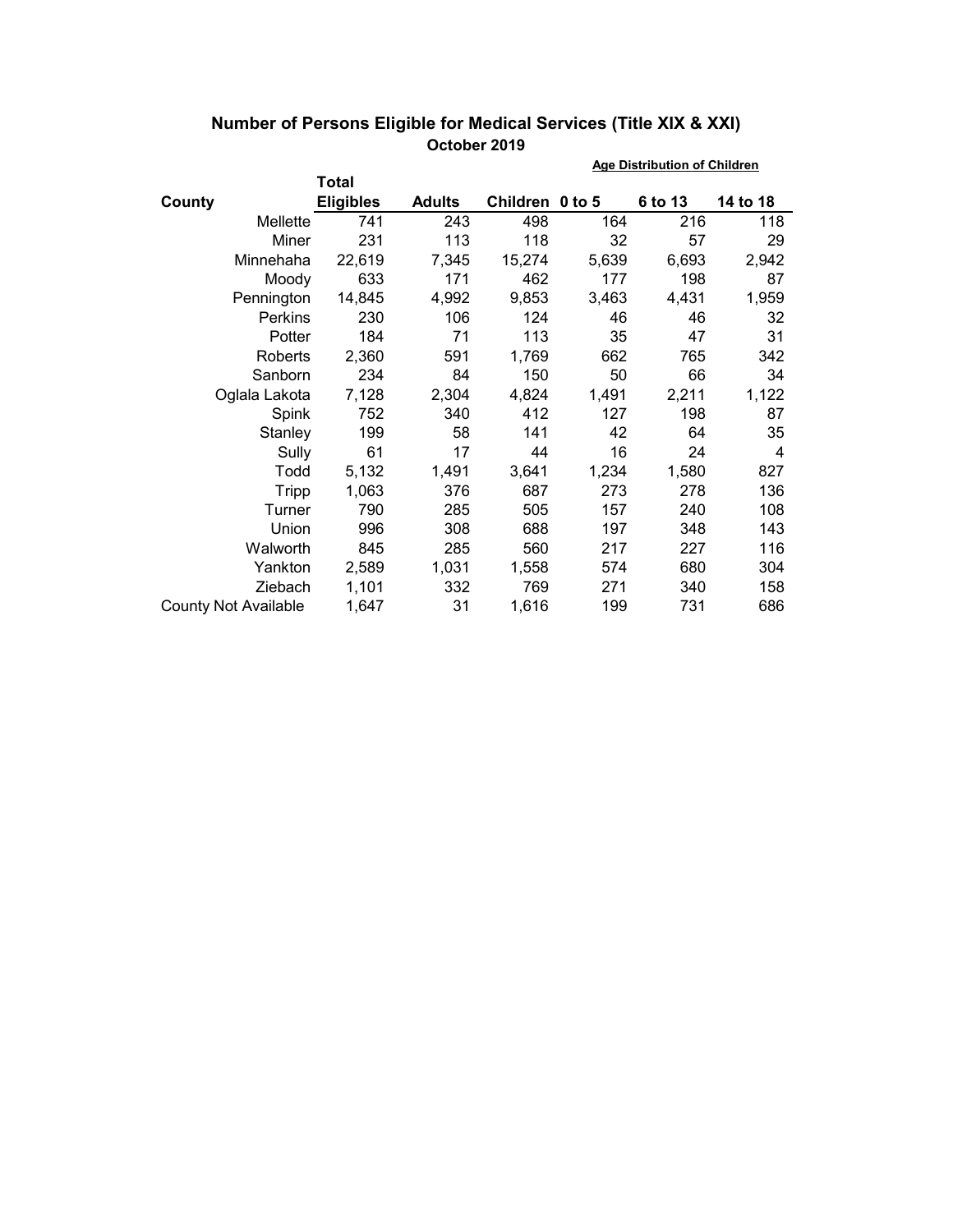## Number of Persons Eligible for Medical Services (Title XIX & XXI)

**October 2019**

| County | Total Eligibles | Adults | Children | Age Distribution of Children: 0 to 5 | 6 to 13 | 14 to 18 |
|---|---|---|---|---|---|---|
| Mellette | 741 | 243 | 498 | 164 | 216 | 118 |
| Miner | 231 | 113 | 118 | 32 | 57 | 29 |
| Minnehaha | 22,619 | 7,345 | 15,274 | 5,639 | 6,693 | 2,942 |
| Moody | 633 | 171 | 462 | 177 | 198 | 87 |
| Pennington | 14,845 | 4,992 | 9,853 | 3,463 | 4,431 | 1,959 |
| Perkins | 230 | 106 | 124 | 46 | 46 | 32 |
| Potter | 184 | 71 | 113 | 35 | 47 | 31 |
| Roberts | 2,360 | 591 | 1,769 | 662 | 765 | 342 |
| Sanborn | 234 | 84 | 150 | 50 | 66 | 34 |
| Oglala Lakota | 7,128 | 2,304 | 4,824 | 1,491 | 2,211 | 1,122 |
| Spink | 752 | 340 | 412 | 127 | 198 | 87 |
| Stanley | 199 | 58 | 141 | 42 | 64 | 35 |
| Sully | 61 | 17 | 44 | 16 | 24 | 4 |
| Todd | 5,132 | 1,491 | 3,641 | 1,234 | 1,580 | 827 |
| Tripp | 1,063 | 376 | 687 | 273 | 278 | 136 |
| Turner | 790 | 285 | 505 | 157 | 240 | 108 |
| Union | 996 | 308 | 688 | 197 | 348 | 143 |
| Walworth | 845 | 285 | 560 | 217 | 227 | 116 |
| Yankton | 2,589 | 1,031 | 1,558 | 574 | 680 | 304 |
| Ziebach | 1,101 | 332 | 769 | 271 | 340 | 158 |
| County Not Available | 1,647 | 31 | 1,616 | 199 | 731 | 686 |